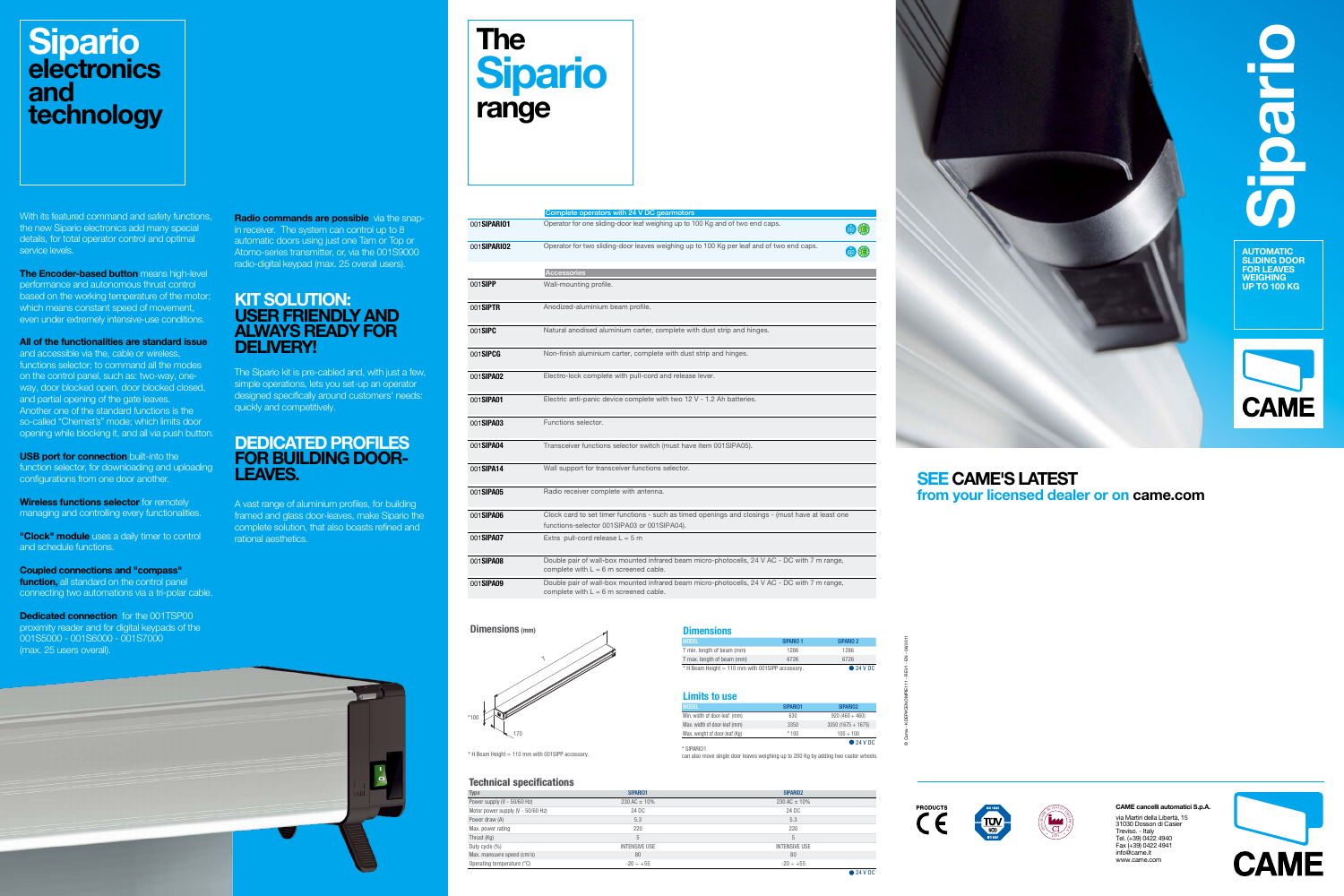# Sipario electronics and technology

With its featured command and safety functions, the new Sipario electronics add many special details, for total operator control and optimal service levels.

**The Encoder-based button** means high-level performance and autonomous thrust control based on the working temperature of the motor; which means constant speed of movement, even under extremely intensive-use conditions.

**All of the functionalities are standard issue** and accessible via the, cable or wireless, functions selector; to command all the modes on the control panel, such as: two-way, one-way, door blocked open, door blocked closed, and partial opening of the gate leaves. Another one of the standard functions is the so-called "Chemist's" mode; which limits door opening while blocking it, and all via push button.

**USB port for connection** built-into the function selector, for downloading and uploading configurations from one door another.

**Wireless functions selector** for remotely managing and controlling every functionalities.

**"Clock" module** uses a daily timer to control and schedule functions.

**Coupled connections and "compass" function,** all standard on the control panel connecting two automations via a tri-polar cable.

**Dedicated connection** for the 001TSP00 proximity reader and for digital keypads of the 001S5000 - 001S6000 - 001S7000 (max. 25 users overall).

**Radio commands are possible** via the snap-in receiver. The system can control up to 8 automatic doors using just one Tam or Top or Atomo-series transmitter, or, via the 001S9000 radio-digital keypad (max. 25 overall users).

## KIT SOLUTION: USER FRIENDLY AND ALWAYS READY FOR DELIVERY!

The Sipario kit is pre-cabled and, with just a few, simple operations, lets you set-up an operator designed specifically around customers' needs: quickly and competitively.

## DEDICATED PROFILES FOR BUILDING DOOR-LEAVES.

A vast range of aluminium profiles, for building framed and glass door-leaves, make Sipario the complete solution, that also boasts refined and rational aesthetics.

# The Sipario range

| | Complete operators with 24 V DC gearmotors |
|---|---|
| 001**SIPARIO1** | Operator for one sliding-door leaf weighing up to 100 Kg and of two end caps. |
| 001**SIPARIO2** | Operator for two sliding-door leaves weighing up to 100 Kg per leaf and of two end caps. |
| | **Accessories** |
| 001**SIPP** | Wall-mounting profile. |
| 001**SIPTR** | Anodized-aluminium beam profile. |
| 001**SIPC** | Natural anodised aluminium carter, complete with dust strip and hinges. |
| 001**SIPCG** | Non-finish aluminium carter, complete with dust strip and hinges. |
| 001**SIPA02** | Electro-lock complete with pull-cord and release lever. |
| 001**SIPA01** | Electric anti-panic device complete with two 12 V - 1.2 Ah batteries. |
| 001**SIPA03** | Functions selector. |
| 001**SIPA04** | Transceiver functions selector switch (must have item 001SIPA05). |
| 001**SIPA14** | Wall support for transceiver functions selector. |
| 001**SIPA05** | Radio receiver complete with antenna. |
| 001**SIPA06** | Clock card to set timer functions - such as timed openings and closings - (must have at least one functions-selector 001SIPA03 or 001SIPA04). |
| 001**SIPA07** | Extra pull-cord release L = 5 m |
| 001**SIPA08** | Double pair of wall-box mounted infrared beam micro-photocells, 24 V AC - DC with 7 m range, complete with L = 6 m screened cable. |
| 001**SIPA09** | Double pair of wall-box mounted infrared beam micro-photocells, 24 V AC - DC with 7 m range, complete with L = 6 m screened cable. |

## Dimensions (mm)

*100, 170, T

* H Beam Height = 110 mm with 001SIPP accessory.

## Dimensions

| MODEL | SIPARIO 1 | SIPARIO 2 |
|---|---|---|
| T min. length of beam (mm) | 1286 | 1286 |
| T max. length of beam (mm) | 6726 | 6726 |

* H Beam Height = 110 mm with 001SIPP accessory. ● 24 V DC

## Limits to use

| MODEL | SIPARIO1 | SIPARIO2 |
|---|---|---|
| Min. width of door-leaf (mm) | 630 | 920 (460 ÷ 460) |
| Max. width of door-leaf (mm) | 3350 | 3350 (1675 ÷ 1675) |
| Max. weight of door-leaf (Kg) | *100 | 100 ÷ 100 |

● 24 V DC

* SIPARIO1 can also move single door leaves weighing up to 200 Kg by adding two castor wheels.

## Technical specifications

| Type | SIPARIO1 | SIPARIO2 |
|---|---|---|
| Power supply (V - 50/60 Hz) | 230 AC ± 10% | 230 AC ± 10% |
| Motor power supply (V - 50/60 Hz) | 24 DC | 24 DC |
| Power draw (A) | 5.3 | 5.3 |
| Max. power rating | 220 | 220 |
| Thrust (Kg) | 5 | 5 |
| Duty cycle (%) | INTENSIVE USE | INTENSIVE USE |
| Max. manouvre speed (cm/s) | 80 | 80 |
| Operating temperature (°C) | -20 ÷ +55 | -20 ÷ +55 |

● 24 V DC

# Sipario

AUTOMATIC SLIDING DOOR FOR LEAVES WEIGHING UP TO 100 KG

CAME

**SEE CAME'S LATEST**
from your licensed dealer or on **came.com**

© Came - KSIPAGBN-MPB111 - REV - EN - 09/2011

PRODUCTS CE

**CAME cancelli automatici S.p.A.**
via Martiri della Libertà, 15
31030 Dosson di Casier
Treviso - Italy
Tel. (+39) 0422 4940
Fax (+39) 0422 4941
info@came.it
www.came.com

CAME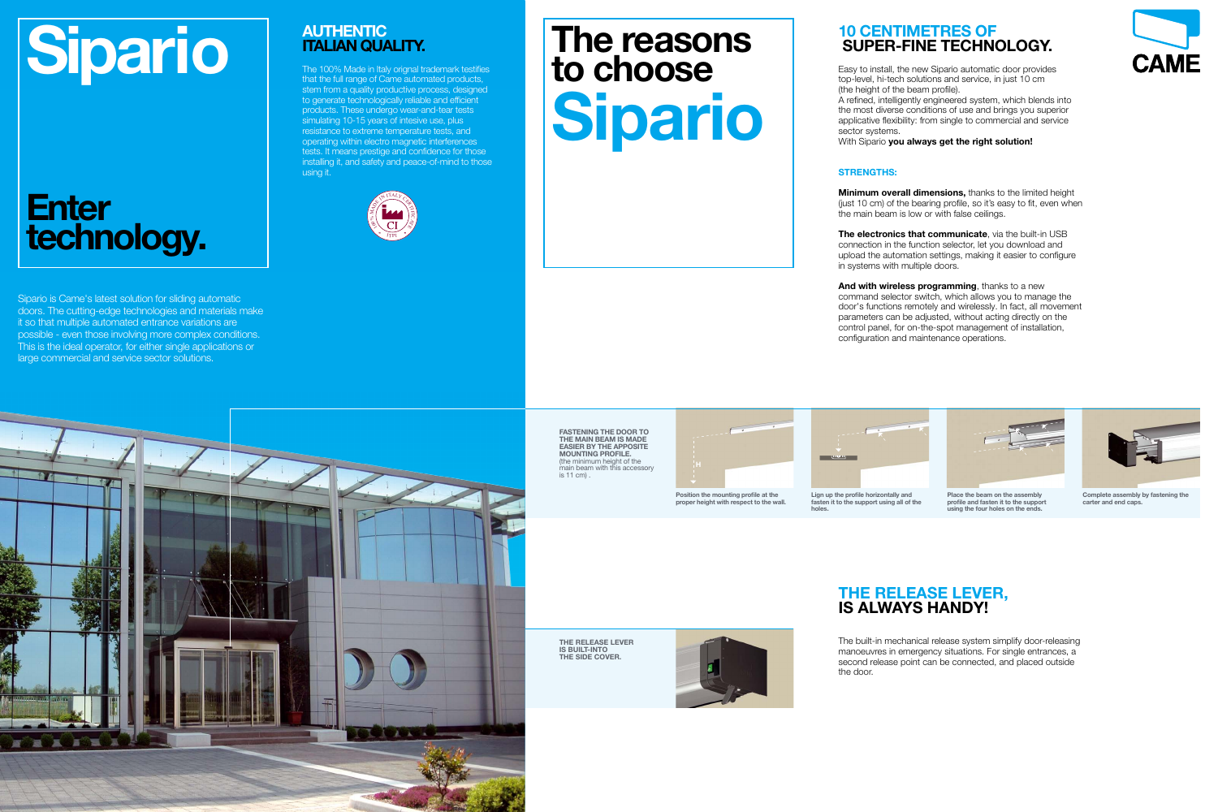# Sipario

# Enter technology.

Sipario is Came's latest solution for sliding automatic doors. The cutting-edge technologies and materials make it so that multiple automated entrance variations are possible - even those involving more complex conditions. This is the ideal operator, for either single applications or large commercial and service sector solutions.

## AUTHENTIC ITALIAN QUALITY.

The 100% Made in Italy orignal trademark testifies that the full range of Came automated products, stem from a quality productive process, designed to generate technologically reliable and efficient products. These undergo wear-and-tear tests simulating 10-15 years of intesive use, plus resistance to extreme temperature tests, and operating within electro magnetic interferences tests. It means prestige and confidence for those installing it, and safety and peace-of-mind to those using it.

# The reasons to choose Sipario

CAME

## 10 CENTIMETRES OF SUPER-FINE TECHNOLOGY.

Easy to install, the new Sipario automatic door provides top-level, hi-tech solutions and service, in just 10 cm (the height of the beam profile).
A refined, intelligently engineered system, which blends into the most diverse conditions of use and brings you superior applicative flexibility: from single to commercial and service sector systems.
With Sipario **you always get the right solution!**

### STRENGTHS:

**Minimum overall dimensions,** thanks to the limited height (just 10 cm) of the bearing profile, so it's easy to fit, even when the main beam is low or with false ceilings.

**The electronics that communicate**, via the built-in USB connection in the function selector, let you download and upload the automation settings, making it easier to configure in systems with multiple doors.

**And with wireless programming**, thanks to a new command selector switch, which allows you to manage the door's functions remotely and wirelessly. In fact, all movement parameters can be adjusted, without acting directly on the control panel, for on-the-spot management of installation, configuration and maintenance operations.

**FASTENING THE DOOR TO THE MAIN BEAM IS MADE EASIER BY THE APPOSITE MOUNTING PROFILE.**
(the minimum height of the main beam with this accessory is 11 cm) .

Position the mounting profile at the proper height with respect to the wall.

Lign up the profile horizontally and fasten it to the support using all of the holes.

Place the beam on the assembly profile and fasten it to the support using the four holes on the ends.

Complete assembly by fastening the carter and end caps.

**THE RELEASE LEVER IS BUILT-INTO THE SIDE COVER.**

## THE RELEASE LEVER, IS ALWAYS HANDY!

The built-in mechanical release system simplify door-releasing manoeuvres in emergency situations. For single entrances, a second release point can be connected, and placed outside the door.